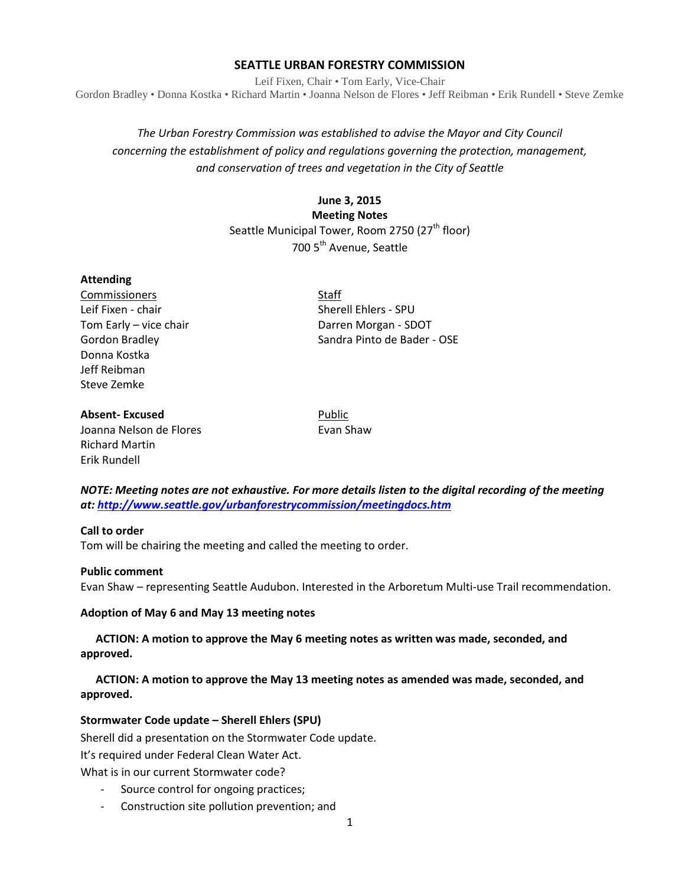# SEATTLE URBAN FORESTRY COMMISSION

Leif Fixen, Chair • Tom Early, Vice-Chair
Gordon Bradley • Donna Kostka • Richard Martin • Joanna Nelson de Flores • Jeff Reibman • Erik Rundell • Steve Zemke

*The Urban Forestry Commission was established to advise the Mayor and City Council concerning the establishment of policy and regulations governing the protection, management, and conservation of trees and vegetation in the City of Seattle*

**June 3, 2015**
**Meeting Notes**
Seattle Municipal Tower, Room 2750 (27th floor)
700 5th Avenue, Seattle

**Attending**

Commissioners
Leif Fixen - chair
Tom Early – vice chair
Gordon Bradley
Donna Kostka
Jeff Reibman
Steve Zemke

Staff
Sherell Ehlers - SPU
Darren Morgan - SDOT
Sandra Pinto de Bader - OSE

**Absent- Excused**
Joanna Nelson de Flores
Richard Martin
Erik Rundell

Public
Evan Shaw

***NOTE: Meeting notes are not exhaustive. For more details listen to the digital recording of the meeting at: http://www.seattle.gov/urbanforestrycommission/meetingdocs.htm***

**Call to order**
Tom will be chairing the meeting and called the meeting to order.

**Public comment**
Evan Shaw – representing Seattle Audubon. Interested in the Arboretum Multi-use Trail recommendation.

**Adoption of May 6 and May 13 meeting notes**

**ACTION: A motion to approve the May 6 meeting notes as written was made, seconded, and approved.**

**ACTION: A motion to approve the May 13 meeting notes as amended was made, seconded, and approved.**

**Stormwater Code update – Sherell Ehlers (SPU)**
Sherell did a presentation on the Stormwater Code update.
It's required under Federal Clean Water Act.
What is in our current Stormwater code?

- Source control for ongoing practices;
- Construction site pollution prevention; and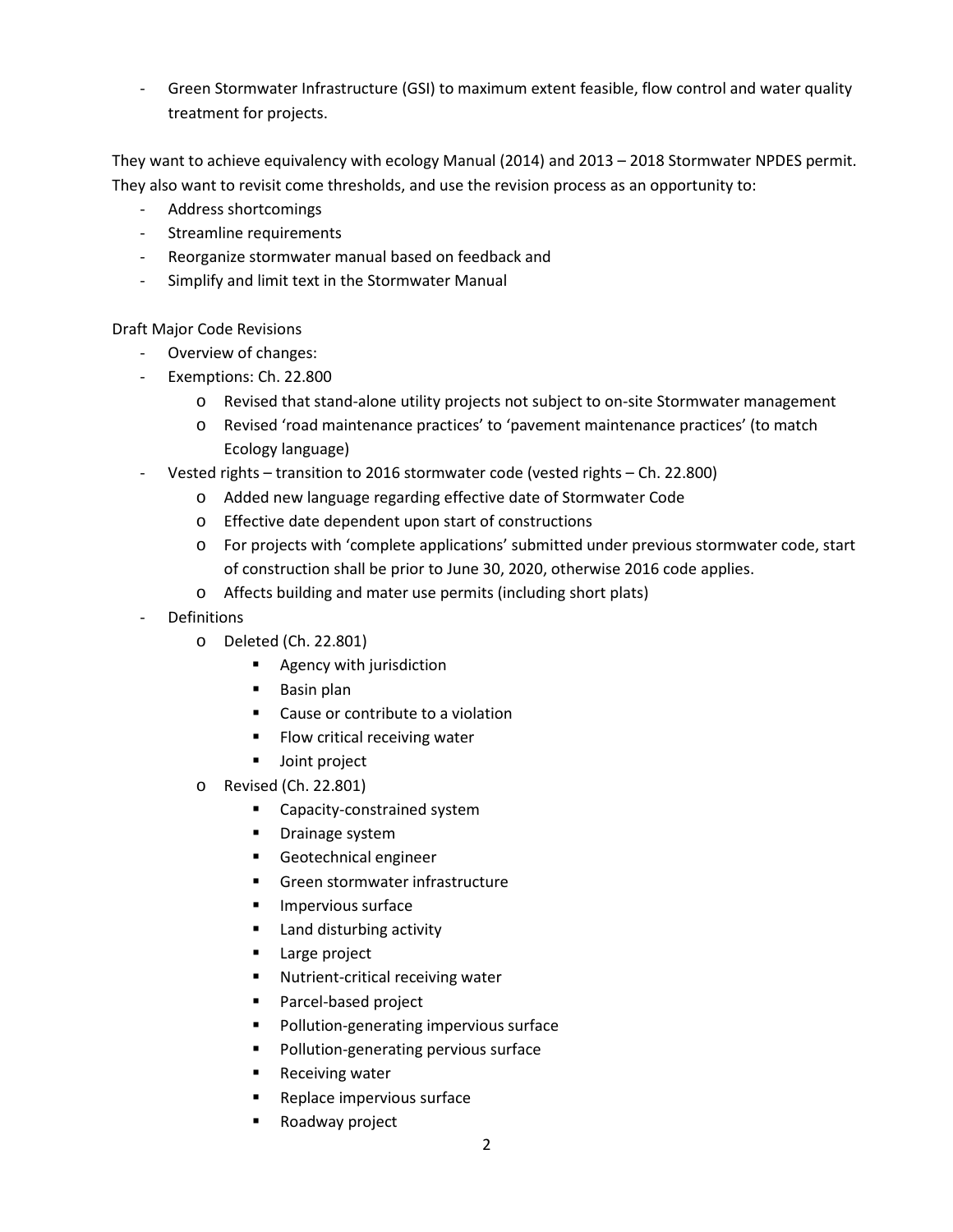- Green Stormwater Infrastructure (GSI) to maximum extent feasible, flow control and water quality treatment for projects.

They want to achieve equivalency with ecology Manual (2014) and 2013 – 2018 Stormwater NPDES permit. They also want to revisit come thresholds, and use the revision process as an opportunity to:

- Address shortcomings
- Streamline requirements
- Reorganize stormwater manual based on feedback and
- Simplify and limit text in the Stormwater Manual

Draft Major Code Revisions

- Overview of changes:
- Exemptions: Ch. 22.800
  - Revised that stand-alone utility projects not subject to on-site Stormwater management
  - Revised 'road maintenance practices' to 'pavement maintenance practices' (to match Ecology language)
- Vested rights – transition to 2016 stormwater code (vested rights – Ch. 22.800)
  - Added new language regarding effective date of Stormwater Code
  - Effective date dependent upon start of constructions
  - For projects with 'complete applications' submitted under previous stormwater code, start of construction shall be prior to June 30, 2020, otherwise 2016 code applies.
  - Affects building and mater use permits (including short plats)
- Definitions
  - Deleted (Ch. 22.801)
    - Agency with jurisdiction
    - Basin plan
    - Cause or contribute to a violation
    - Flow critical receiving water
    - Joint project
  - Revised (Ch. 22.801)
    - Capacity-constrained system
    - Drainage system
    - Geotechnical engineer
    - Green stormwater infrastructure
    - Impervious surface
    - Land disturbing activity
    - Large project
    - Nutrient-critical receiving water
    - Parcel-based project
    - Pollution-generating impervious surface
    - Pollution-generating pervious surface
    - Receiving water
    - Replace impervious surface
    - Roadway project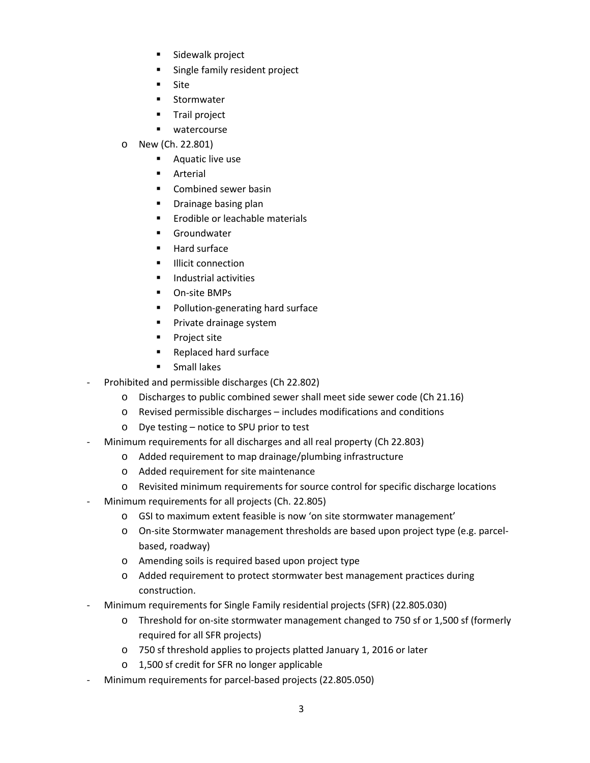- Sidewalk project
        - Single family resident project
        - Site
        - Stormwater
        - Trail project
        - watercourse
    - New (Ch. 22.801)
        - Aquatic live use
        - Arterial
        - Combined sewer basin
        - Drainage basing plan
        - Erodible or leachable materials
        - Groundwater
        - Hard surface
        - Illicit connection
        - Industrial activities
        - On-site BMPs
        - Pollution-generating hard surface
        - Private drainage system
        - Project site
        - Replaced hard surface
        - Small lakes
- Prohibited and permissible discharges (Ch 22.802)
    - Discharges to public combined sewer shall meet side sewer code (Ch 21.16)
    - Revised permissible discharges – includes modifications and conditions
    - Dye testing – notice to SPU prior to test
- Minimum requirements for all discharges and all real property (Ch 22.803)
    - Added requirement to map drainage/plumbing infrastructure
    - Added requirement for site maintenance
    - Revisited minimum requirements for source control for specific discharge locations
- Minimum requirements for all projects (Ch. 22.805)
    - GSI to maximum extent feasible is now 'on site stormwater management'
    - On-site Stormwater management thresholds are based upon project type (e.g. parcel-based, roadway)
    - Amending soils is required based upon project type
    - Added requirement to protect stormwater best management practices during construction.
- Minimum requirements for Single Family residential projects (SFR) (22.805.030)
    - Threshold for on-site stormwater management changed to 750 sf or 1,500 sf (formerly required for all SFR projects)
    - 750 sf threshold applies to projects platted January 1, 2016 or later
    - 1,500 sf credit for SFR no longer applicable
- Minimum requirements for parcel-based projects (22.805.050)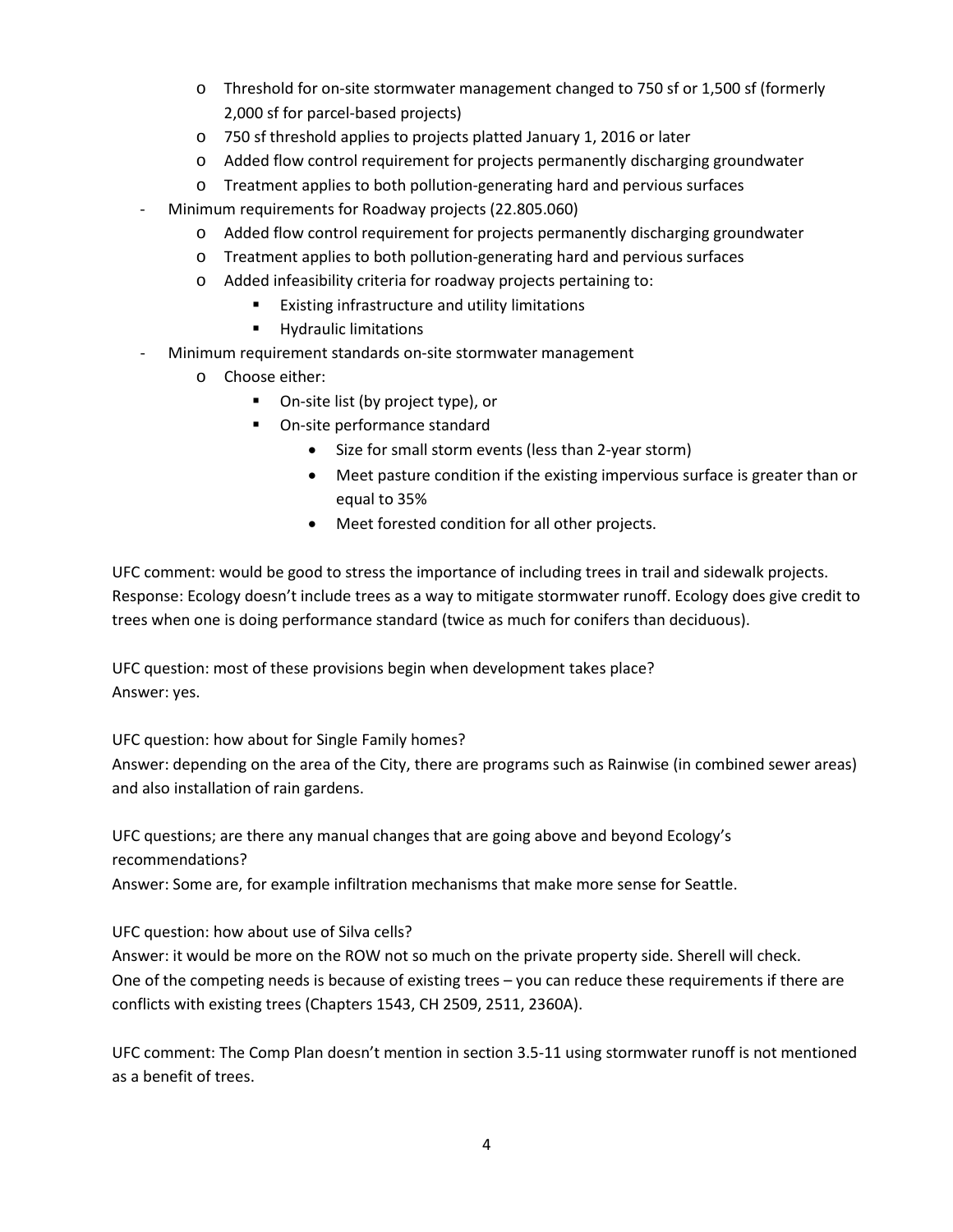- Threshold for on-site stormwater management changed to 750 sf or 1,500 sf (formerly 2,000 sf for parcel-based projects)
    - 750 sf threshold applies to projects platted January 1, 2016 or later
    - Added flow control requirement for projects permanently discharging groundwater
    - Treatment applies to both pollution-generating hard and pervious surfaces
- Minimum requirements for Roadway projects (22.805.060)
    - Added flow control requirement for projects permanently discharging groundwater
    - Treatment applies to both pollution-generating hard and pervious surfaces
    - Added infeasibility criteria for roadway projects pertaining to:
        - Existing infrastructure and utility limitations
        - Hydraulic limitations
- Minimum requirement standards on-site stormwater management
    - Choose either:
        - On-site list (by project type), or
        - On-site performance standard
            - Size for small storm events (less than 2-year storm)
            - Meet pasture condition if the existing impervious surface is greater than or equal to 35%
            - Meet forested condition for all other projects.

UFC comment: would be good to stress the importance of including trees in trail and sidewalk projects.
Response: Ecology doesn't include trees as a way to mitigate stormwater runoff. Ecology does give credit to trees when one is doing performance standard (twice as much for conifers than deciduous).

UFC question: most of these provisions begin when development takes place?
Answer: yes.

UFC question: how about for Single Family homes?
Answer: depending on the area of the City, there are programs such as Rainwise (in combined sewer areas) and also installation of rain gardens.

UFC questions; are there any manual changes that are going above and beyond Ecology's recommendations?
Answer: Some are, for example infiltration mechanisms that make more sense for Seattle.

UFC question: how about use of Silva cells?
Answer: it would be more on the ROW not so much on the private property side. Sherell will check.
One of the competing needs is because of existing trees – you can reduce these requirements if there are conflicts with existing trees (Chapters 1543, CH 2509, 2511, 2360A).

UFC comment: The Comp Plan doesn't mention in section 3.5-11 using stormwater runoff is not mentioned as a benefit of trees.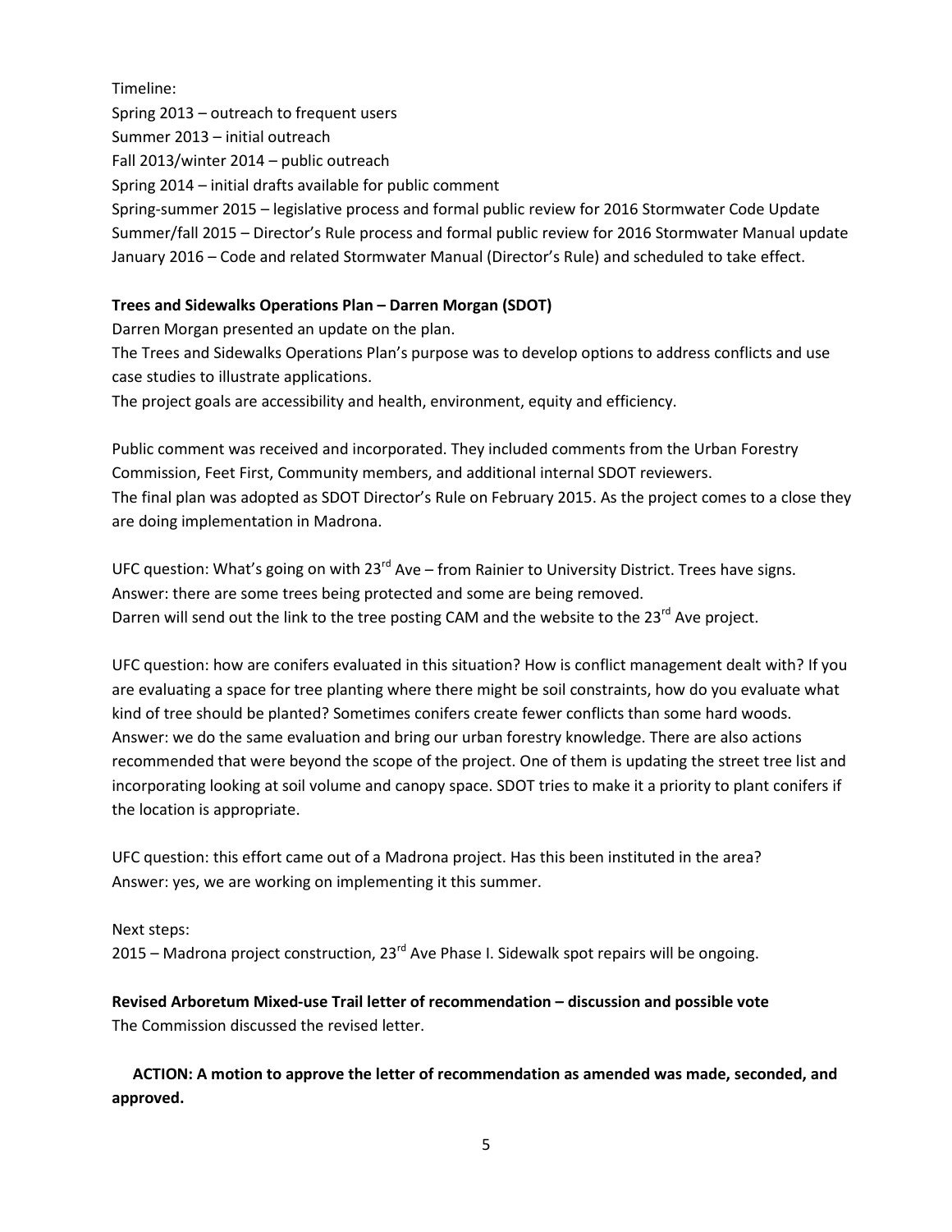Timeline:
Spring 2013 – outreach to frequent users
Summer 2013 – initial outreach
Fall 2013/winter 2014 – public outreach
Spring 2014 – initial drafts available for public comment
Spring-summer 2015 – legislative process and formal public review for 2016 Stormwater Code Update
Summer/fall 2015 – Director's Rule process and formal public review for 2016 Stormwater Manual update
January 2016 – Code and related Stormwater Manual (Director's Rule) and scheduled to take effect.

**Trees and Sidewalks Operations Plan – Darren Morgan (SDOT)**
Darren Morgan presented an update on the plan.
The Trees and Sidewalks Operations Plan's purpose was to develop options to address conflicts and use case studies to illustrate applications.
The project goals are accessibility and health, environment, equity and efficiency.

Public comment was received and incorporated. They included comments from the Urban Forestry Commission, Feet First, Community members, and additional internal SDOT reviewers.
The final plan was adopted as SDOT Director's Rule on February 2015. As the project comes to a close they are doing implementation in Madrona.

UFC question: What's going on with 23rd Ave – from Rainier to University District. Trees have signs.
Answer: there are some trees being protected and some are being removed.
Darren will send out the link to the tree posting CAM and the website to the 23rd Ave project.

UFC question: how are conifers evaluated in this situation? How is conflict management dealt with? If you are evaluating a space for tree planting where there might be soil constraints, how do you evaluate what kind of tree should be planted? Sometimes conifers create fewer conflicts than some hard woods.
Answer: we do the same evaluation and bring our urban forestry knowledge. There are also actions recommended that were beyond the scope of the project. One of them is updating the street tree list and incorporating looking at soil volume and canopy space. SDOT tries to make it a priority to plant conifers if the location is appropriate.

UFC question: this effort came out of a Madrona project. Has this been instituted in the area?
Answer: yes, we are working on implementing it this summer.

Next steps:
2015 – Madrona project construction, 23rd Ave Phase I. Sidewalk spot repairs will be ongoing.

**Revised Arboretum Mixed-use Trail letter of recommendation – discussion and possible vote**
The Commission discussed the revised letter.

**ACTION: A motion to approve the letter of recommendation as amended was made, seconded, and approved.**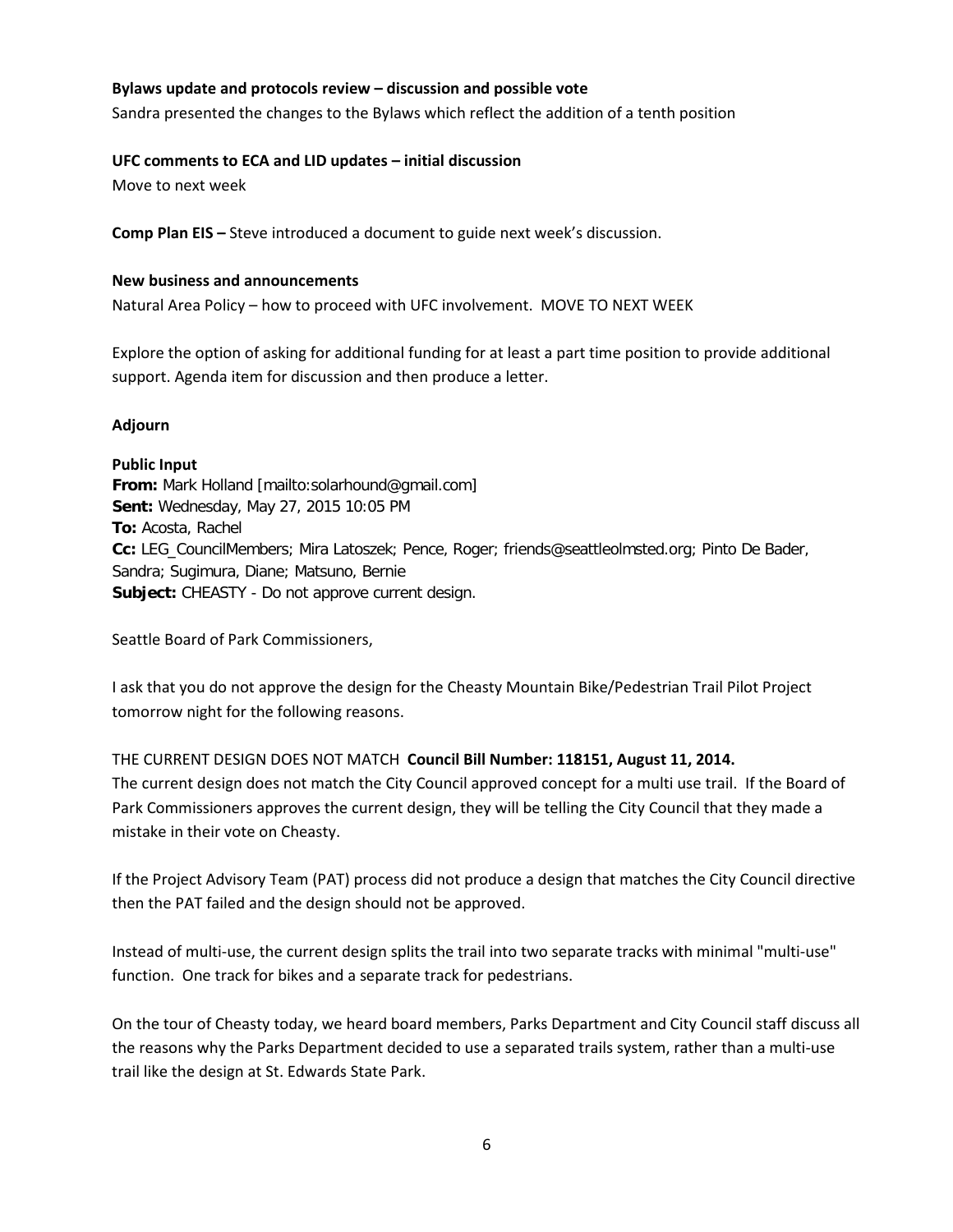**Bylaws update and protocols review – discussion and possible vote**
Sandra presented the changes to the Bylaws which reflect the addition of a tenth position

**UFC comments to ECA and LID updates – initial discussion**
Move to next week

**Comp Plan EIS –** Steve introduced a document to guide next week's discussion.

**New business and announcements**
Natural Area Policy – how to proceed with UFC involvement. MOVE TO NEXT WEEK

Explore the option of asking for additional funding for at least a part time position to provide additional support. Agenda item for discussion and then produce a letter.

**Adjourn**

**Public Input**
**From:** Mark Holland [mailto:solarhound@gmail.com]
**Sent:** Wednesday, May 27, 2015 10:05 PM
**To:** Acosta, Rachel
**Cc:** LEG_CouncilMembers; Mira Latoszek; Pence, Roger; friends@seattleolmsted.org; Pinto De Bader, Sandra; Sugimura, Diane; Matsuno, Bernie
**Subject:** CHEASTY - Do not approve current design.

Seattle Board of Park Commissioners,

I ask that you do not approve the design for the Cheasty Mountain Bike/Pedestrian Trail Pilot Project tomorrow night for the following reasons.

THE CURRENT DESIGN DOES NOT MATCH **Council Bill Number: 118151, August 11, 2014.**
The current design does not match the City Council approved concept for a multi use trail. If the Board of Park Commissioners approves the current design, they will be telling the City Council that they made a mistake in their vote on Cheasty.

If the Project Advisory Team (PAT) process did not produce a design that matches the City Council directive then the PAT failed and the design should not be approved.

Instead of multi-use, the current design splits the trail into two separate tracks with minimal "multi-use" function. One track for bikes and a separate track for pedestrians.

On the tour of Cheasty today, we heard board members, Parks Department and City Council staff discuss all the reasons why the Parks Department decided to use a separated trails system, rather than a multi-use trail like the design at St. Edwards State Park.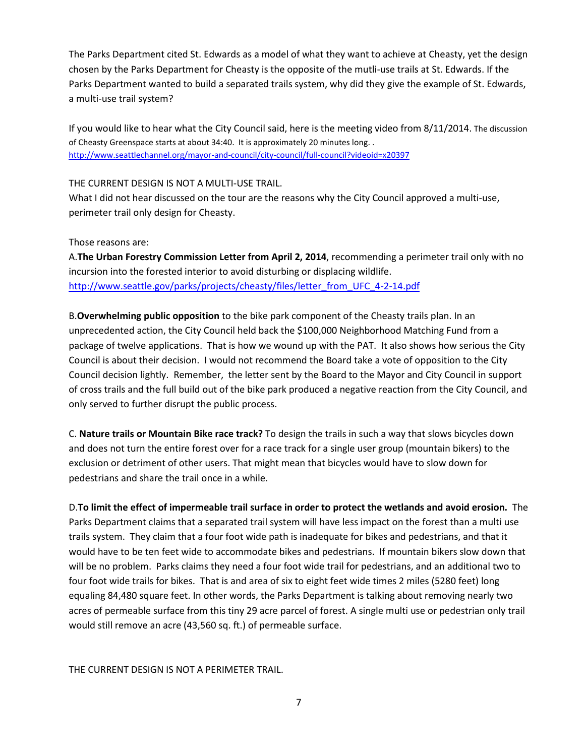The Parks Department cited St. Edwards as a model of what they want to achieve at Cheasty, yet the design chosen by the Parks Department for Cheasty is the opposite of the mutli-use trails at St. Edwards. If the Parks Department wanted to build a separated trails system, why did they give the example of St. Edwards, a multi-use trail system?

If you would like to hear what the City Council said, here is the meeting video from 8/11/2014. The discussion of Cheasty Greenspace starts at about 34:40. It is approximately 20 minutes long. .
http://www.seattlechannel.org/mayor-and-council/city-council/full-council?videoid=x20397

THE CURRENT DESIGN IS NOT A MULTI-USE TRAIL.
What I did not hear discussed on the tour are the reasons why the City Council approved a multi-use, perimeter trail only design for Cheasty.

Those reasons are:

A.**The Urban Forestry Commission Letter from April 2, 2014**, recommending a perimeter trail only with no incursion into the forested interior to avoid disturbing or displacing wildlife.
http://www.seattle.gov/parks/projects/cheasty/files/letter_from_UFC_4-2-14.pdf

B.**Overwhelming public opposition** to the bike park component of the Cheasty trails plan. In an unprecedented action, the City Council held back the $100,000 Neighborhood Matching Fund from a package of twelve applications. That is how we wound up with the PAT. It also shows how serious the City Council is about their decision. I would not recommend the Board take a vote of opposition to the City Council decision lightly. Remember, the letter sent by the Board to the Mayor and City Council in support of cross trails and the full build out of the bike park produced a negative reaction from the City Council, and only served to further disrupt the public process.

C. **Nature trails or Mountain Bike race track?** To design the trails in such a way that slows bicycles down and does not turn the entire forest over for a race track for a single user group (mountain bikers) to the exclusion or detriment of other users. That might mean that bicycles would have to slow down for pedestrians and share the trail once in a while.

D.**To limit the effect of impermeable trail surface in order to protect the wetlands and avoid erosion.** The Parks Department claims that a separated trail system will have less impact on the forest than a multi use trails system. They claim that a four foot wide path is inadequate for bikes and pedestrians, and that it would have to be ten feet wide to accommodate bikes and pedestrians. If mountain bikers slow down that will be no problem. Parks claims they need a four foot wide trail for pedestrians, and an additional two to four foot wide trails for bikes. That is and area of six to eight feet wide times 2 miles (5280 feet) long equaling 84,480 square feet. In other words, the Parks Department is talking about removing nearly two acres of permeable surface from this tiny 29 acre parcel of forest. A single multi use or pedestrian only trail would still remove an acre (43,560 sq. ft.) of permeable surface.

THE CURRENT DESIGN IS NOT A PERIMETER TRAIL.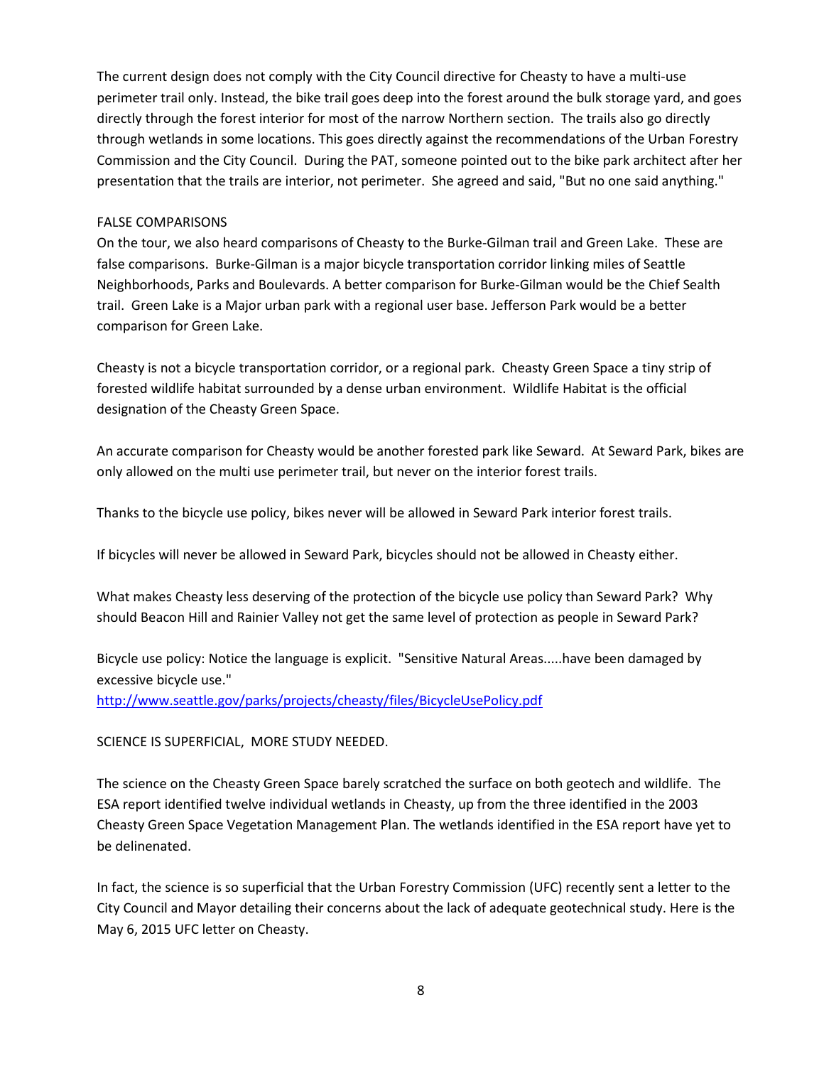The current design does not comply with the City Council directive for Cheasty to have a multi-use perimeter trail only. Instead, the bike trail goes deep into the forest around the bulk storage yard, and goes directly through the forest interior for most of the narrow Northern section. The trails also go directly through wetlands in some locations. This goes directly against the recommendations of the Urban Forestry Commission and the City Council. During the PAT, someone pointed out to the bike park architect after her presentation that the trails are interior, not perimeter. She agreed and said, "But no one said anything."

FALSE COMPARISONS

On the tour, we also heard comparisons of Cheasty to the Burke-Gilman trail and Green Lake. These are false comparisons. Burke-Gilman is a major bicycle transportation corridor linking miles of Seattle Neighborhoods, Parks and Boulevards. A better comparison for Burke-Gilman would be the Chief Sealth trail. Green Lake is a Major urban park with a regional user base. Jefferson Park would be a better comparison for Green Lake.

Cheasty is not a bicycle transportation corridor, or a regional park. Cheasty Green Space a tiny strip of forested wildlife habitat surrounded by a dense urban environment. Wildlife Habitat is the official designation of the Cheasty Green Space.

An accurate comparison for Cheasty would be another forested park like Seward. At Seward Park, bikes are only allowed on the multi use perimeter trail, but never on the interior forest trails.

Thanks to the bicycle use policy, bikes never will be allowed in Seward Park interior forest trails.

If bicycles will never be allowed in Seward Park, bicycles should not be allowed in Cheasty either.

What makes Cheasty less deserving of the protection of the bicycle use policy than Seward Park? Why should Beacon Hill and Rainier Valley not get the same level of protection as people in Seward Park?

Bicycle use policy: Notice the language is explicit. "Sensitive Natural Areas.....have been damaged by excessive bicycle use."
http://www.seattle.gov/parks/projects/cheasty/files/BicycleUsePolicy.pdf

SCIENCE IS SUPERFICIAL, MORE STUDY NEEDED.

The science on the Cheasty Green Space barely scratched the surface on both geotech and wildlife. The ESA report identified twelve individual wetlands in Cheasty, up from the three identified in the 2003 Cheasty Green Space Vegetation Management Plan. The wetlands identified in the ESA report have yet to be delinenated.

In fact, the science is so superficial that the Urban Forestry Commission (UFC) recently sent a letter to the City Council and Mayor detailing their concerns about the lack of adequate geotechnical study. Here is the May 6, 2015 UFC letter on Cheasty.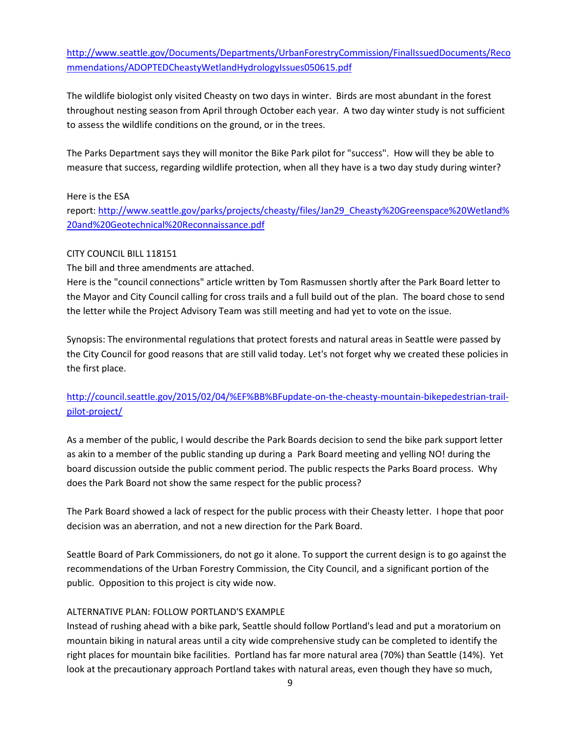[http://www.seattle.gov/Documents/Departments/UrbanForestryCommission/FinalIssuedDocuments/Recommendations/ADOPTEDCheastyWetlandHydrologyIssues050615.pdf](http://www.seattle.gov/Documents/Departments/UrbanForestryCommission/FinalIssuedDocuments/Recommendations/ADOPTEDCheastyWetlandHydrologyIssues050615.pdf)

The wildlife biologist only visited Cheasty on two days in winter. Birds are most abundant in the forest throughout nesting season from April through October each year. A two day winter study is not sufficient to assess the wildlife conditions on the ground, or in the trees.

The Parks Department says they will monitor the Bike Park pilot for "success". How will they be able to measure that success, regarding wildlife protection, when all they have is a two day study during winter?

Here is the ESA report: [http://www.seattle.gov/parks/projects/cheasty/files/Jan29_Cheasty%20Greenspace%20Wetland%20and%20Geotechnical%20Reconnaissance.pdf](http://www.seattle.gov/parks/projects/cheasty/files/Jan29_Cheasty%20Greenspace%20Wetland%20and%20Geotechnical%20Reconnaissance.pdf)

CITY COUNCIL BILL 118151

The bill and three amendments are attached.

Here is the "council connections" article written by Tom Rasmussen shortly after the Park Board letter to the Mayor and City Council calling for cross trails and a full build out of the plan. The board chose to send the letter while the Project Advisory Team was still meeting and had yet to vote on the issue.

Synopsis: The environmental regulations that protect forests and natural areas in Seattle were passed by the City Council for good reasons that are still valid today. Let's not forget why we created these policies in the first place.

[http://council.seattle.gov/2015/02/04/%EF%BB%BFupdate-on-the-cheasty-mountain-bikepedestrian-trail-pilot-project/](http://council.seattle.gov/2015/02/04/%EF%BB%BFupdate-on-the-cheasty-mountain-bikepedestrian-trail-pilot-project/)

As a member of the public, I would describe the Park Boards decision to send the bike park support letter as akin to a member of the public standing up during a Park Board meeting and yelling NO! during the board discussion outside the public comment period. The public respects the Parks Board process. Why does the Park Board not show the same respect for the public process?

The Park Board showed a lack of respect for the public process with their Cheasty letter. I hope that poor decision was an aberration, and not a new direction for the Park Board.

Seattle Board of Park Commissioners, do not go it alone. To support the current design is to go against the recommendations of the Urban Forestry Commission, the City Council, and a significant portion of the public. Opposition to this project is city wide now.

ALTERNATIVE PLAN: FOLLOW PORTLAND'S EXAMPLE

Instead of rushing ahead with a bike park, Seattle should follow Portland's lead and put a moratorium on mountain biking in natural areas until a city wide comprehensive study can be completed to identify the right places for mountain bike facilities. Portland has far more natural area (70%) than Seattle (14%). Yet look at the precautionary approach Portland takes with natural areas, even though they have so much,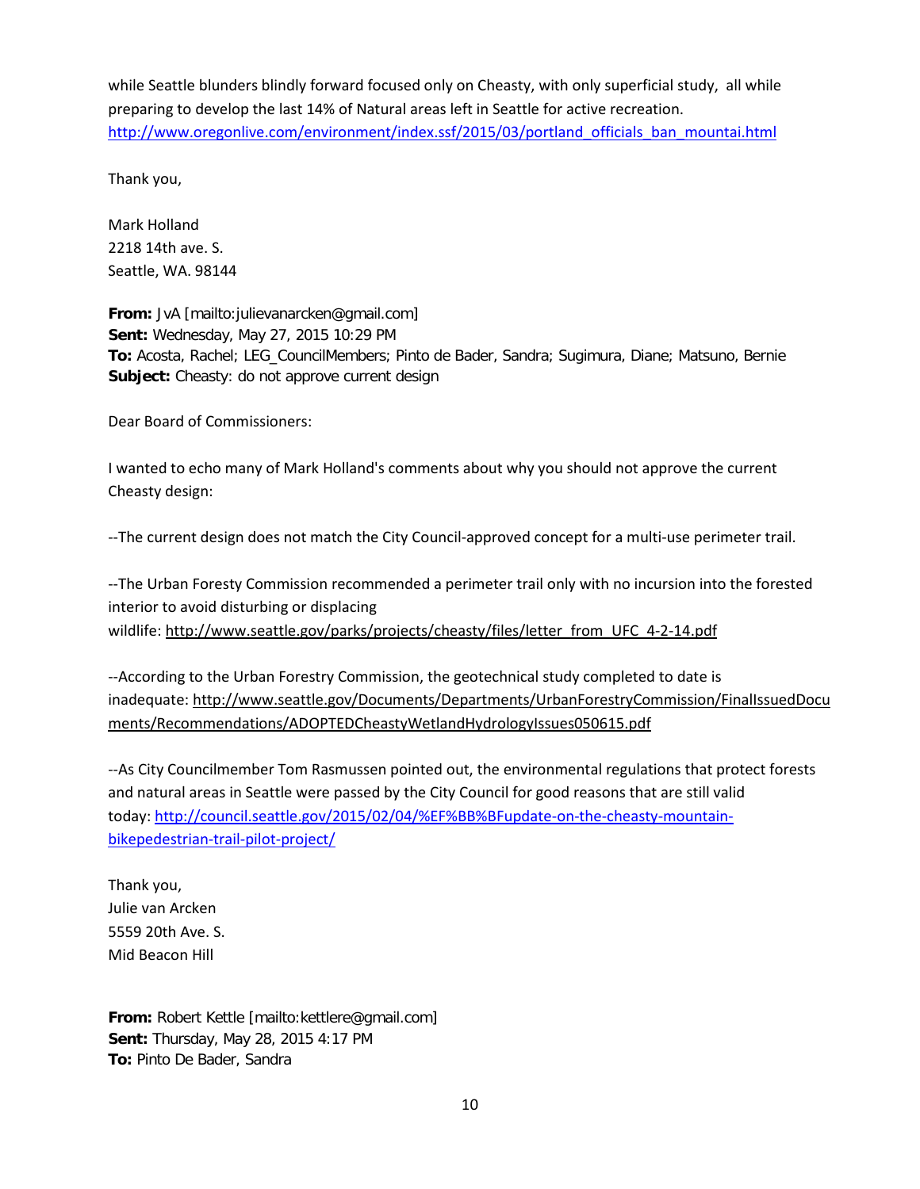while Seattle blunders blindly forward focused only on Cheasty, with only superficial study, all while preparing to develop the last 14% of Natural areas left in Seattle for active recreation.
http://www.oregonlive.com/environment/index.ssf/2015/03/portland_officials_ban_mountai.html

Thank you,

Mark Holland
2218 14th ave. S.
Seattle, WA. 98144

**From:** JvA [mailto:julievanarcken@gmail.com]
**Sent:** Wednesday, May 27, 2015 10:29 PM
**To:** Acosta, Rachel; LEG_CouncilMembers; Pinto de Bader, Sandra; Sugimura, Diane; Matsuno, Bernie
**Subject:** Cheasty: do not approve current design

Dear Board of Commissioners:

I wanted to echo many of Mark Holland's comments about why you should not approve the current Cheasty design:

--The current design does not match the City Council-approved concept for a multi-use perimeter trail.

--The Urban Foresty Commission recommended a perimeter trail only with no incursion into the forested interior to avoid disturbing or displacing wildlife: http://www.seattle.gov/parks/projects/cheasty/files/letter_from_UFC_4-2-14.pdf

--According to the Urban Forestry Commission, the geotechnical study completed to date is inadequate: http://www.seattle.gov/Documents/Departments/UrbanForestryCommission/FinalIssuedDocuments/Recommendations/ADOPTEDCheastyWetlandHydrologyIssues050615.pdf

--As City Councilmember Tom Rasmussen pointed out, the environmental regulations that protect forests and natural areas in Seattle were passed by the City Council for good reasons that are still valid today: http://council.seattle.gov/2015/02/04/%EF%BB%BFupdate-on-the-cheasty-mountain-bikepedestrian-trail-pilot-project/

Thank you,
Julie van Arcken
5559 20th Ave. S.
Mid Beacon Hill

**From:** Robert Kettle [mailto:kettlere@gmail.com]
**Sent:** Thursday, May 28, 2015 4:17 PM
**To:** Pinto De Bader, Sandra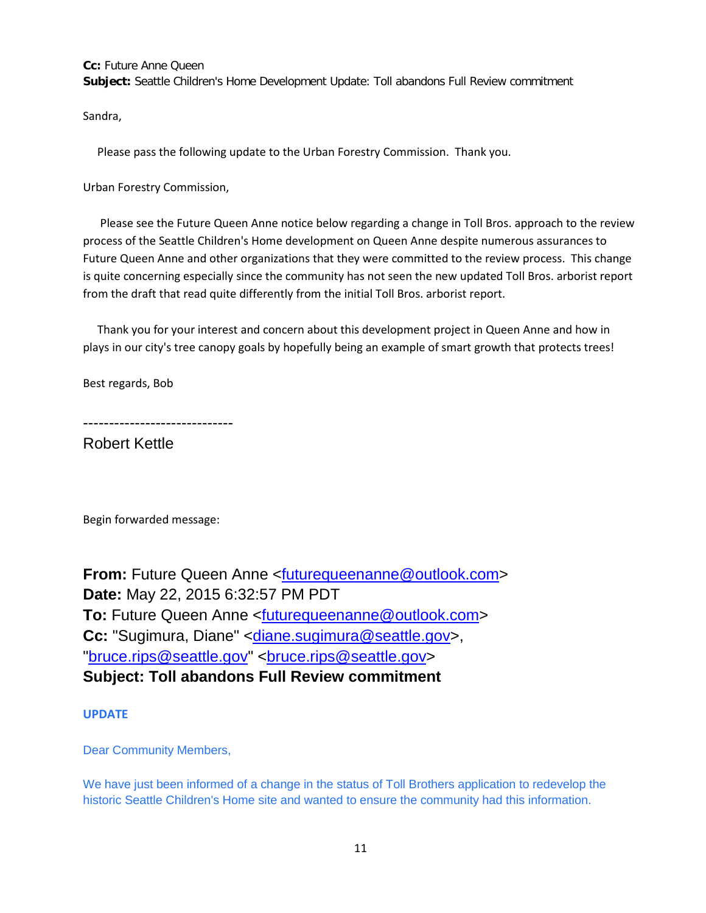**Cc:** Future Anne Queen
**Subject:** Seattle Children's Home Development Update: Toll abandons Full Review commitment

Sandra,

Please pass the following update to the Urban Forestry Commission. Thank you.

Urban Forestry Commission,

Please see the Future Queen Anne notice below regarding a change in Toll Bros. approach to the review process of the Seattle Children's Home development on Queen Anne despite numerous assurances to Future Queen Anne and other organizations that they were committed to the review process. This change is quite concerning especially since the community has not seen the new updated Toll Bros. arborist report from the draft that read quite differently from the initial Toll Bros. arborist report.

Thank you for your interest and concern about this development project in Queen Anne and how in plays in our city's tree canopy goals by hopefully being an example of smart growth that protects trees!

Best regards, Bob

-----------------------------

Robert Kettle

Begin forwarded message:

**From:** Future Queen Anne <futurequeenanne@outlook.com>
**Date:** May 22, 2015 6:32:57 PM PDT
**To:** Future Queen Anne <futurequeenanne@outlook.com>
**Cc:** "Sugimura, Diane" <diane.sugimura@seattle.gov>, "bruce.rips@seattle.gov" <bruce.rips@seattle.gov>
**Subject: Toll abandons Full Review commitment**

**UPDATE**

Dear Community Members,

We have just been informed of a change in the status of Toll Brothers application to redevelop the historic Seattle Children's Home site and wanted to ensure the community had this information.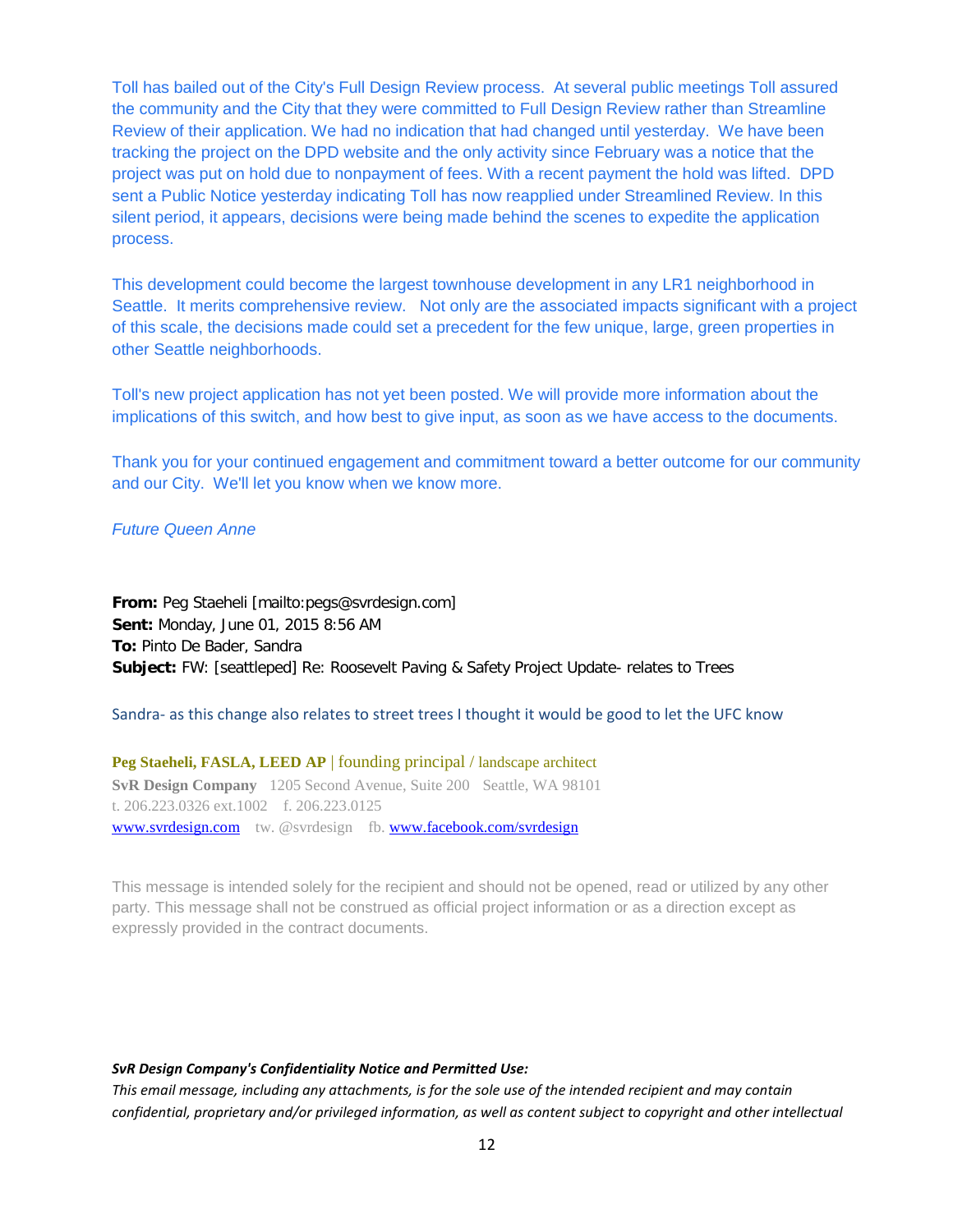Toll has bailed out of the City's Full Design Review process. At several public meetings Toll assured the community and the City that they were committed to Full Design Review rather than Streamline Review of their application. We had no indication that had changed until yesterday. We have been tracking the project on the DPD website and the only activity since February was a notice that the project was put on hold due to nonpayment of fees. With a recent payment the hold was lifted. DPD sent a Public Notice yesterday indicating Toll has now reapplied under Streamlined Review. In this silent period, it appears, decisions were being made behind the scenes to expedite the application process.

This development could become the largest townhouse development in any LR1 neighborhood in Seattle. It merits comprehensive review. Not only are the associated impacts significant with a project of this scale, the decisions made could set a precedent for the few unique, large, green properties in other Seattle neighborhoods.

Toll's new project application has not yet been posted. We will provide more information about the implications of this switch, and how best to give input, as soon as we have access to the documents.

Thank you for your continued engagement and commitment toward a better outcome for our community and our City. We'll let you know when we know more.

*Future Queen Anne*

**From:** Peg Staeheli [mailto:pegs@svrdesign.com]
**Sent:** Monday, June 01, 2015 8:56 AM
**To:** Pinto De Bader, Sandra
**Subject:** FW: [seattleped] Re: Roosevelt Paving & Safety Project Update- relates to Trees

Sandra- as this change also relates to street trees I thought it would be good to let the UFC know

**Peg Staeheli, FASLA, LEED AP** | founding principal / landscape architect
**SvR Design Company** 1205 Second Avenue, Suite 200 Seattle, WA 98101
t. 206.223.0326 ext.1002 f. 206.223.0125
www.svrdesign.com tw. @svrdesign fb. www.facebook.com/svrdesign

This message is intended solely for the recipient and should not be opened, read or utilized by any other party. This message shall not be construed as official project information or as a direction except as expressly provided in the contract documents.

***SvR Design Company's Confidentiality Notice and Permitted Use:***
*This email message, including any attachments, is for the sole use of the intended recipient and may contain confidential, proprietary and/or privileged information, as well as content subject to copyright and other intellectual*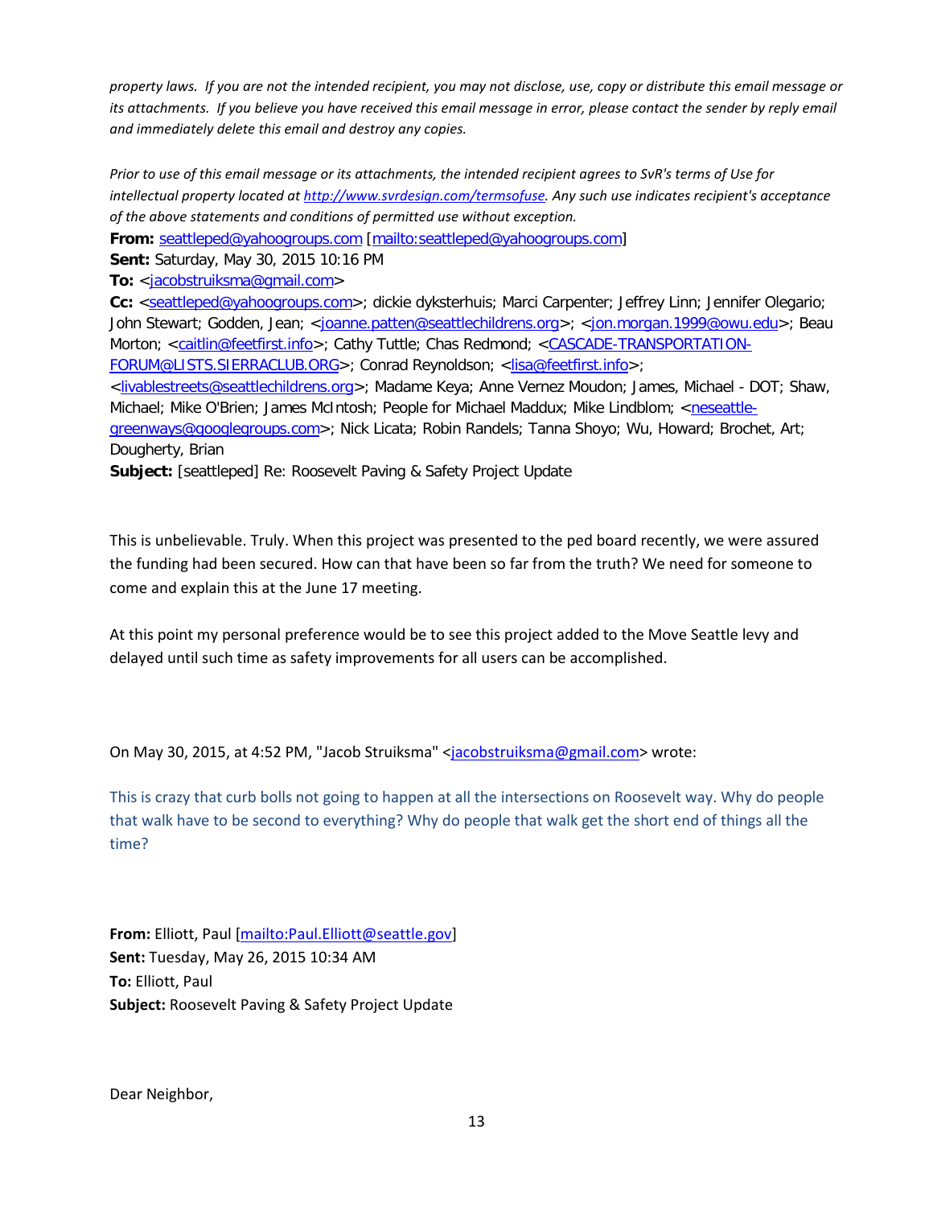*property laws. If you are not the intended recipient, you may not disclose, use, copy or distribute this email message or its attachments. If you believe you have received this email message in error, please contact the sender by reply email and immediately delete this email and destroy any copies.*

*Prior to use of this email message or its attachments, the intended recipient agrees to SvR's terms of Use for intellectual property located at http://www.svrdesign.com/termsofuse. Any such use indicates recipient's acceptance of the above statements and conditions of permitted use without exception.*

**From:** seattleped@yahoogroups.com [mailto:seattleped@yahoogroups.com]
**Sent:** Saturday, May 30, 2015 10:16 PM
**To:** <jacobstruiksma@gmail.com>
**Cc:** <seattleped@yahoogroups.com>; dickie dyksterhuis; Marci Carpenter; Jeffrey Linn; Jennifer Olegario; John Stewart; Godden, Jean; <joanne.patten@seattlechildrens.org>; <jon.morgan.1999@owu.edu>; Beau Morton; <caitlin@feetfirst.info>; Cathy Tuttle; Chas Redmond; <CASCADE-TRANSPORTATION-FORUM@LISTS.SIERRACLUB.ORG>; Conrad Reynoldson; <lisa@feetfirst.info>; <livablestreets@seattlechildrens.org>; Madame Keya; Anne Vernez Moudon; James, Michael - DOT; Shaw, Michael; Mike O'Brien; James McIntosh; People for Michael Maddux; Mike Lindblom; <neseattle-greenways@googlegroups.com>; Nick Licata; Robin Randels; Tanna Shoyo; Wu, Howard; Brochet, Art; Dougherty, Brian
**Subject:** [seattleped] Re: Roosevelt Paving & Safety Project Update

This is unbelievable. Truly. When this project was presented to the ped board recently, we were assured the funding had been secured. How can that have been so far from the truth? We need for someone to come and explain this at the June 17 meeting.

At this point my personal preference would be to see this project added to the Move Seattle levy and delayed until such time as safety improvements for all users can be accomplished.

On May 30, 2015, at 4:52 PM, "Jacob Struiksma" <jacobstruiksma@gmail.com> wrote:

This is crazy that curb bolls not going to happen at all the intersections on Roosevelt way. Why do people that walk have to be second to everything? Why do people that walk get the short end of things all the time?

**From:** Elliott, Paul [mailto:Paul.Elliott@seattle.gov]
**Sent:** Tuesday, May 26, 2015 10:34 AM
**To:** Elliott, Paul
**Subject:** Roosevelt Paving & Safety Project Update

Dear Neighbor,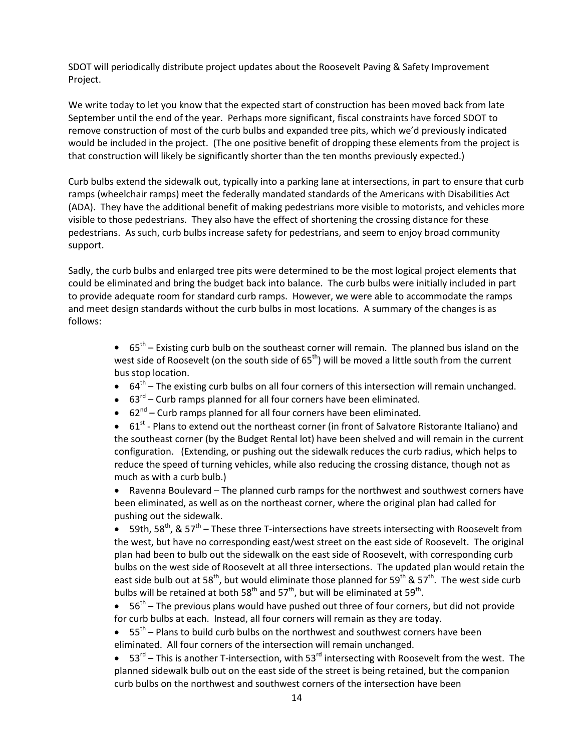SDOT will periodically distribute project updates about the Roosevelt Paving & Safety Improvement Project.

We write today to let you know that the expected start of construction has been moved back from late September until the end of the year. Perhaps more significant, fiscal constraints have forced SDOT to remove construction of most of the curb bulbs and expanded tree pits, which we'd previously indicated would be included in the project. (The one positive benefit of dropping these elements from the project is that construction will likely be significantly shorter than the ten months previously expected.)

Curb bulbs extend the sidewalk out, typically into a parking lane at intersections, in part to ensure that curb ramps (wheelchair ramps) meet the federally mandated standards of the Americans with Disabilities Act (ADA). They have the additional benefit of making pedestrians more visible to motorists, and vehicles more visible to those pedestrians. They also have the effect of shortening the crossing distance for these pedestrians. As such, curb bulbs increase safety for pedestrians, and seem to enjoy broad community support.

Sadly, the curb bulbs and enlarged tree pits were determined to be the most logical project elements that could be eliminated and bring the budget back into balance. The curb bulbs were initially included in part to provide adequate room for standard curb ramps. However, we were able to accommodate the ramps and meet design standards without the curb bulbs in most locations. A summary of the changes is as follows:

- 65th – Existing curb bulb on the southeast corner will remain. The planned bus island on the west side of Roosevelt (on the south side of 65th) will be moved a little south from the current bus stop location.
- 64th – The existing curb bulbs on all four corners of this intersection will remain unchanged.
- 63rd – Curb ramps planned for all four corners have been eliminated.
- 62nd – Curb ramps planned for all four corners have been eliminated.
- 61st - Plans to extend out the northeast corner (in front of Salvatore Ristorante Italiano) and the southeast corner (by the Budget Rental lot) have been shelved and will remain in the current configuration. (Extending, or pushing out the sidewalk reduces the curb radius, which helps to reduce the speed of turning vehicles, while also reducing the crossing distance, though not as much as with a curb bulb.)
- Ravenna Boulevard – The planned curb ramps for the northwest and southwest corners have been eliminated, as well as on the northeast corner, where the original plan had called for pushing out the sidewalk.
- 59th, 58th, & 57th – These three T-intersections have streets intersecting with Roosevelt from the west, but have no corresponding east/west street on the east side of Roosevelt. The original plan had been to bulb out the sidewalk on the east side of Roosevelt, with corresponding curb bulbs on the west side of Roosevelt at all three intersections. The updated plan would retain the east side bulb out at 58th, but would eliminate those planned for 59th & 57th. The west side curb bulbs will be retained at both 58th and 57th, but will be eliminated at 59th.
- 56th – The previous plans would have pushed out three of four corners, but did not provide for curb bulbs at each. Instead, all four corners will remain as they are today.
- 55th – Plans to build curb bulbs on the northwest and southwest corners have been eliminated. All four corners of the intersection will remain unchanged.
- 53rd – This is another T-intersection, with 53rd intersecting with Roosevelt from the west. The planned sidewalk bulb out on the east side of the street is being retained, but the companion curb bulbs on the northwest and southwest corners of the intersection have been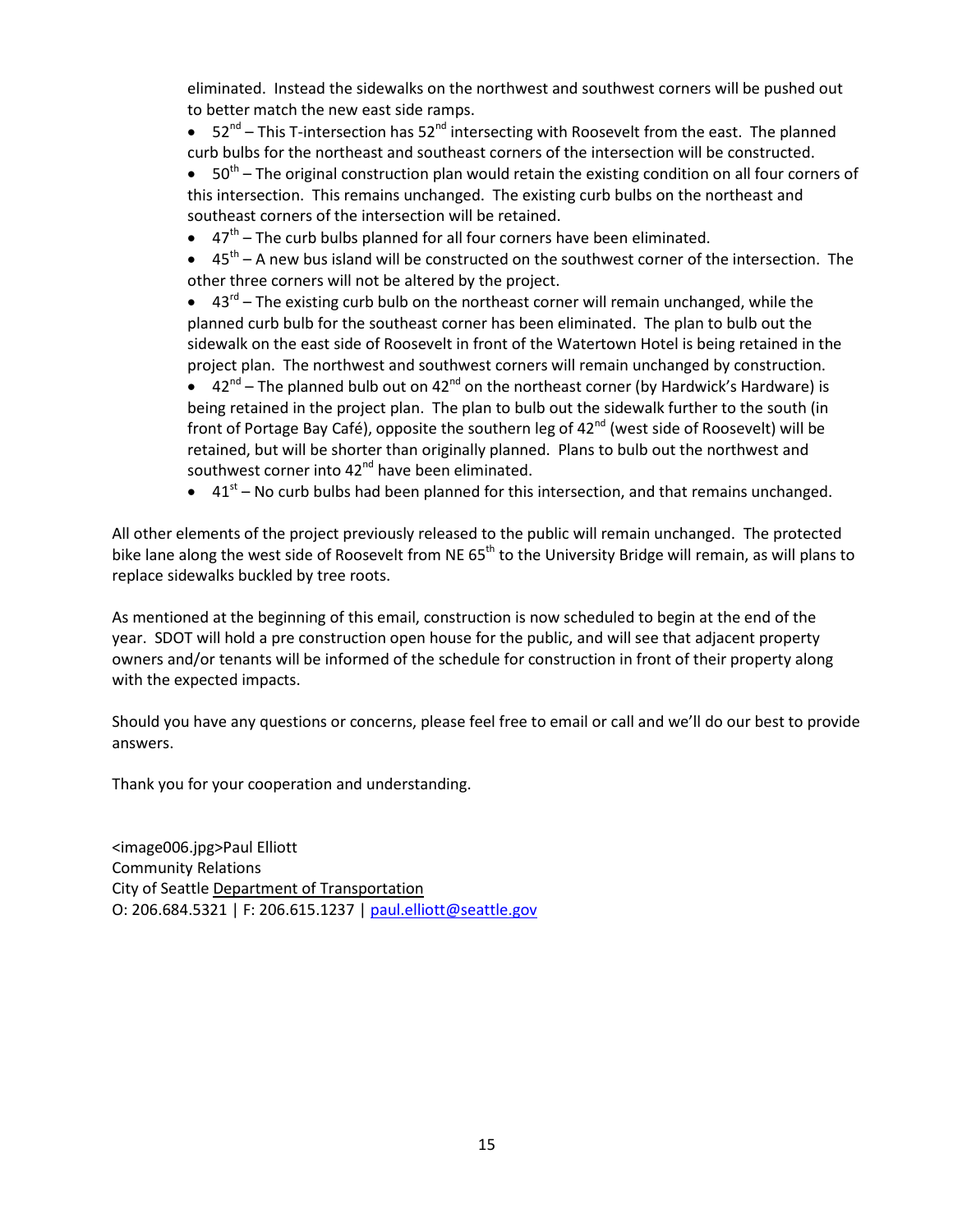eliminated. Instead the sidewalks on the northwest and southwest corners will be pushed out to better match the new east side ramps.

- 52nd – This T-intersection has 52nd intersecting with Roosevelt from the east. The planned curb bulbs for the northeast and southeast corners of the intersection will be constructed.
- 50th – The original construction plan would retain the existing condition on all four corners of this intersection. This remains unchanged. The existing curb bulbs on the northeast and southeast corners of the intersection will be retained.
- 47th – The curb bulbs planned for all four corners have been eliminated.
- 45th – A new bus island will be constructed on the southwest corner of the intersection. The other three corners will not be altered by the project.
- 43rd – The existing curb bulb on the northeast corner will remain unchanged, while the planned curb bulb for the southeast corner has been eliminated. The plan to bulb out the sidewalk on the east side of Roosevelt in front of the Watertown Hotel is being retained in the project plan. The northwest and southwest corners will remain unchanged by construction.
- 42nd – The planned bulb out on 42nd on the northeast corner (by Hardwick's Hardware) is being retained in the project plan. The plan to bulb out the sidewalk further to the south (in front of Portage Bay Café), opposite the southern leg of 42nd (west side of Roosevelt) will be retained, but will be shorter than originally planned. Plans to bulb out the northwest and southwest corner into 42nd have been eliminated.
- 41st – No curb bulbs had been planned for this intersection, and that remains unchanged.

All other elements of the project previously released to the public will remain unchanged. The protected bike lane along the west side of Roosevelt from NE 65th to the University Bridge will remain, as will plans to replace sidewalks buckled by tree roots.

As mentioned at the beginning of this email, construction is now scheduled to begin at the end of the year. SDOT will hold a pre construction open house for the public, and will see that adjacent property owners and/or tenants will be informed of the schedule for construction in front of their property along with the expected impacts.

Should you have any questions or concerns, please feel free to email or call and we'll do our best to provide answers.

Thank you for your cooperation and understanding.

<image006.jpg>Paul Elliott
Community Relations
City of Seattle Department of Transportation
O: 206.684.5321 | F: 206.615.1237 | paul.elliott@seattle.gov